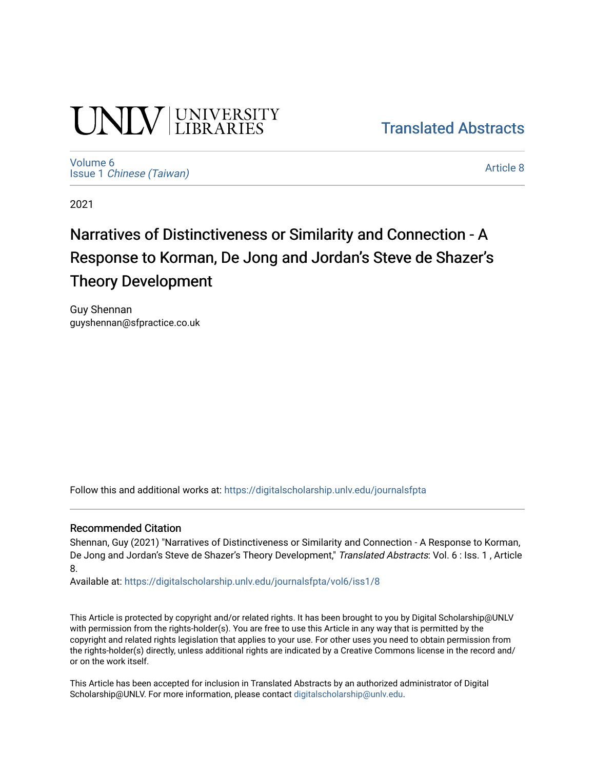UNLV | UNIVERSITY LIBRARIES

Translated Abstracts

Volume 6
Issue 1 *Chinese (Taiwan)*

Article 8

2021

# Narratives of Distinctiveness or Similarity and Connection - A Response to Korman, De Jong and Jordan's Steve de Shazer's Theory Development

Guy Shennan
guyshennan@sfpractice.co.uk

Follow this and additional works at: https://digitalscholarship.unlv.edu/journalsfpta

## Recommended Citation

Shennan, Guy (2021) "Narratives of Distinctiveness or Similarity and Connection - A Response to Korman, De Jong and Jordan's Steve de Shazer's Theory Development," *Translated Abstracts*: Vol. 6 : Iss. 1 , Article 8.

Available at: https://digitalscholarship.unlv.edu/journalsfpta/vol6/iss1/8

This Article is protected by copyright and/or related rights. It has been brought to you by Digital Scholarship@UNLV with permission from the rights-holder(s). You are free to use this Article in any way that is permitted by the copyright and related rights legislation that applies to your use. For other uses you need to obtain permission from the rights-holder(s) directly, unless additional rights are indicated by a Creative Commons license in the record and/or on the work itself.

This Article has been accepted for inclusion in Translated Abstracts by an authorized administrator of Digital Scholarship@UNLV. For more information, please contact digitalscholarship@unlv.edu.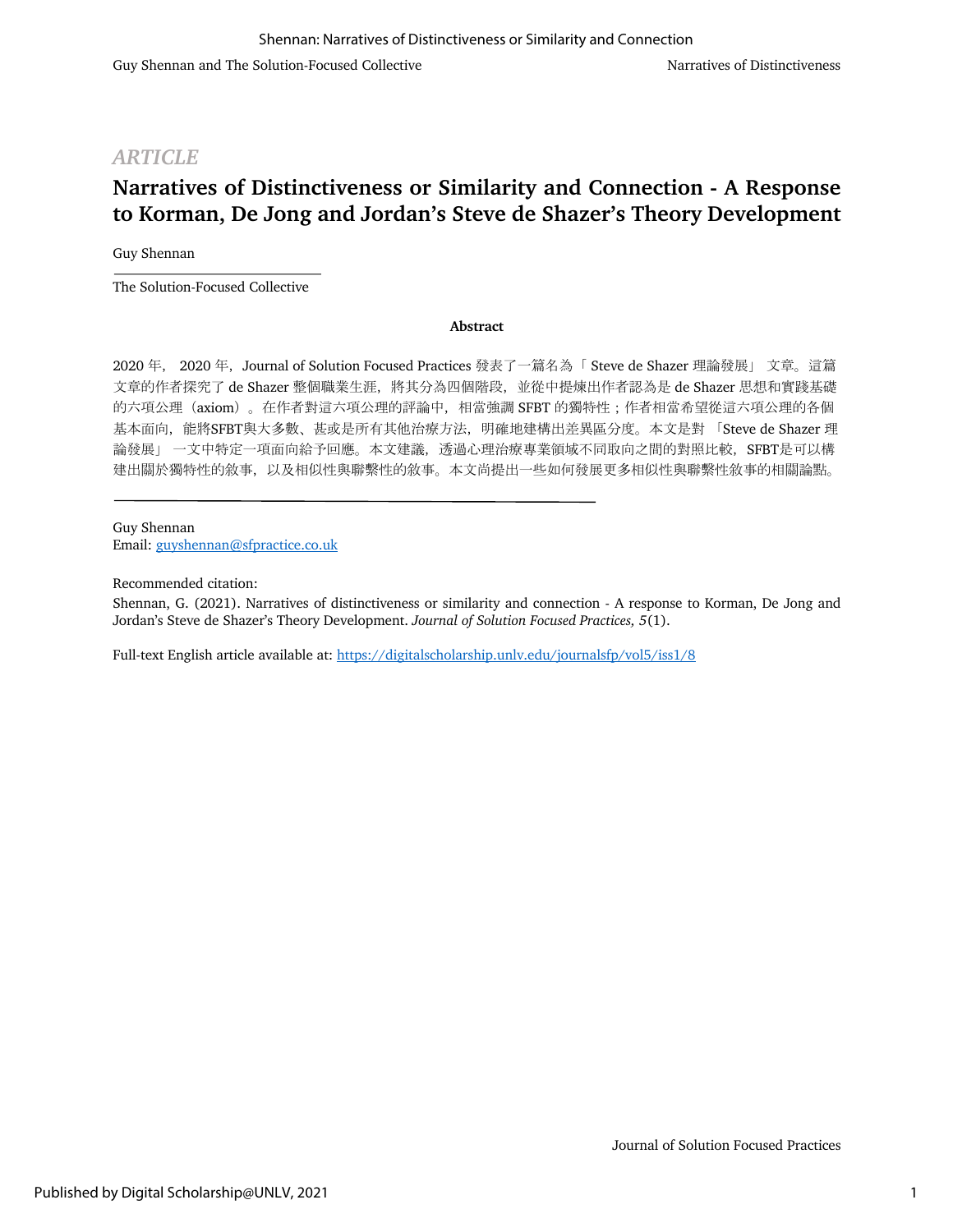*ARTICLE*

# Narratives of Distinctiveness or Similarity and Connection - A Response to Korman, De Jong and Jordan's Steve de Shazer's Theory Development

Guy Shennan

The Solution-Focused Collective

**Abstract**

2020 年， 2020 年，Journal of Solution Focused Practices 發表了一篇名為「 Steve de Shazer 理論發展」 文章。這篇文章的作者探究了 de Shazer 整個職業生涯，將其分為四個階段，並從中提煉出作者認為是 de Shazer 思想和實踐基礎的六項公理（axiom）。在作者對這六項公理的評論中，相當強調 SFBT 的獨特性；作者相當希望從這六項公理的各個基本面向，能將SFBT與大多數、甚或是所有其他治療方法，明確地建構出差異區分度。本文是對 「Steve de Shazer 理論發展」 一文中特定一項面向給予回應。本文建議，透過心理治療專業領域不同取向之間的對照比較，SFBT是可以構建出關於獨特性的敘事，以及相似性與聯繫性的敘事。本文尚提出一些如何發展更多相似性與聯繫性敘事的相關論點。

Guy Shennan
Email: guyshennan@sfpractice.co.uk

Recommended citation:
Shennan, G. (2021). Narratives of distinctiveness or similarity and connection - A response to Korman, De Jong and Jordan's Steve de Shazer's Theory Development. *Journal of Solution Focused Practices, 5*(1).

Full-text English article available at: https://digitalscholarship.unlv.edu/journalsfp/vol5/iss1/8